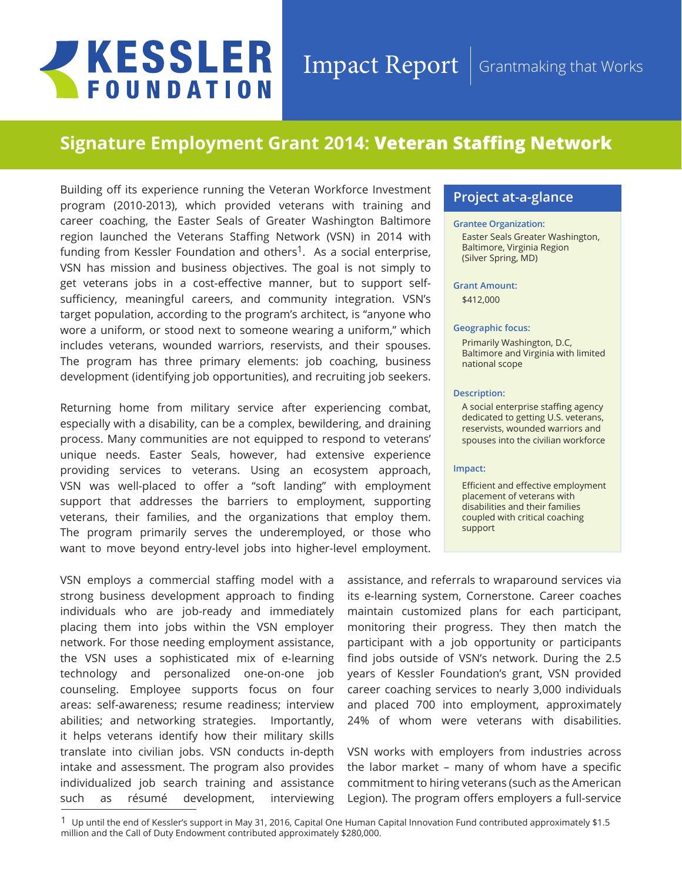# KESSLER FOUNDATION

Impact Report | Grantmaking that Works

## Signature Employment Grant 2014: Veteran Staffing Network

Building off its experience running the Veteran Workforce Investment program (2010-2013), which provided veterans with training and career coaching, the Easter Seals of Greater Washington Baltimore region launched the Veterans Staffing Network (VSN) in 2014 with funding from Kessler Foundation and others[1]. As a social enterprise, VSN has mission and business objectives. The goal is not simply to get veterans jobs in a cost-effective manner, but to support self-sufficiency, meaningful careers, and community integration. VSN's target population, according to the program's architect, is "anyone who wore a uniform, or stood next to someone wearing a uniform," which includes veterans, wounded warriors, reservists, and their spouses. The program has three primary elements: job coaching, business development (identifying job opportunities), and recruiting job seekers.

Returning home from military service after experiencing combat, especially with a disability, can be a complex, bewildering, and draining process. Many communities are not equipped to respond to veterans' unique needs. Easter Seals, however, had extensive experience providing services to veterans. Using an ecosystem approach, VSN was well-placed to offer a "soft landing" with employment support that addresses the barriers to employment, supporting veterans, their families, and the organizations that employ them. The program primarily serves the underemployed, or those who want to move beyond entry-level jobs into higher-level employment.

### Project at-a-glance

**Grantee Organization:**
Easter Seals Greater Washington, Baltimore, Virginia Region (Silver Spring, MD)

**Grant Amount:**
$412,000

**Geographic focus:**
Primarily Washington, D.C, Baltimore and Virginia with limited national scope

**Description:**
A social enterprise staffing agency dedicated to getting U.S. veterans, reservists, wounded warriors and spouses into the civilian workforce

**Impact:**
Efficient and effective employment placement of veterans with disabilities and their families coupled with critical coaching support

VSN employs a commercial staffing model with a strong business development approach to finding individuals who are job-ready and immediately placing them into jobs within the VSN employer network. For those needing employment assistance, the VSN uses a sophisticated mix of e-learning technology and personalized one-on-one job counseling. Employee supports focus on four areas: self-awareness; resume readiness; interview abilities; and networking strategies. Importantly, it helps veterans identify how their military skills translate into civilian jobs. VSN conducts in-depth intake and assessment. The program also provides individualized job search training and assistance such as résumé development, interviewing assistance, and referrals to wraparound services via its e-learning system, Cornerstone. Career coaches maintain customized plans for each participant, monitoring their progress. They then match the participant with a job opportunity or participants find jobs outside of VSN's network. During the 2.5 years of Kessler Foundation's grant, VSN provided career coaching services to nearly 3,000 individuals and placed 700 into employment, approximately 24% of whom were veterans with disabilities.

VSN works with employers from industries across the labor market – many of whom have a specific commitment to hiring veterans (such as the American Legion). The program offers employers a full-service

[1] Up until the end of Kessler's support in May 31, 2016, Capital One Human Capital Innovation Fund contributed approximately $1.5 million and the Call of Duty Endowment contributed approximately $280,000.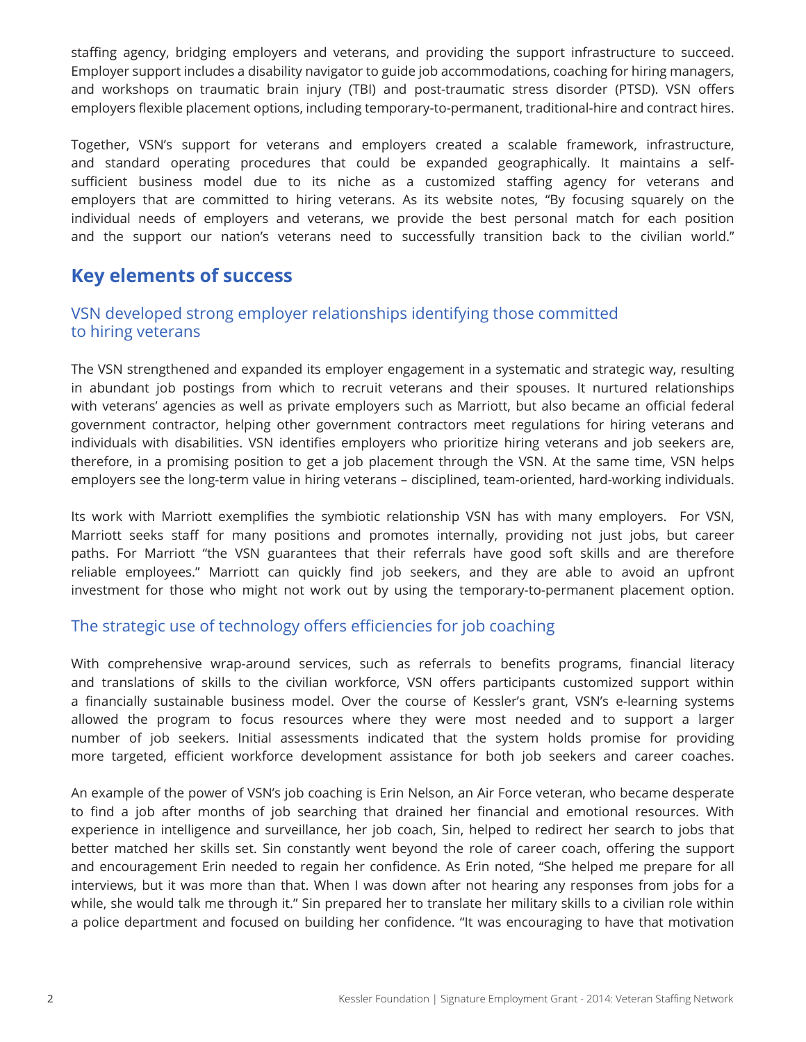staffing agency, bridging employers and veterans, and providing the support infrastructure to succeed. Employer support includes a disability navigator to guide job accommodations, coaching for hiring managers, and workshops on traumatic brain injury (TBI) and post-traumatic stress disorder (PTSD). VSN offers employers flexible placement options, including temporary-to-permanent, traditional-hire and contract hires.

Together, VSN's support for veterans and employers created a scalable framework, infrastructure, and standard operating procedures that could be expanded geographically. It maintains a self-sufficient business model due to its niche as a customized staffing agency for veterans and employers that are committed to hiring veterans. As its website notes, "By focusing squarely on the individual needs of employers and veterans, we provide the best personal match for each position and the support our nation's veterans need to successfully transition back to the civilian world."

## Key elements of success

### VSN developed strong employer relationships identifying those committed to hiring veterans

The VSN strengthened and expanded its employer engagement in a systematic and strategic way, resulting in abundant job postings from which to recruit veterans and their spouses. It nurtured relationships with veterans' agencies as well as private employers such as Marriott, but also became an official federal government contractor, helping other government contractors meet regulations for hiring veterans and individuals with disabilities. VSN identifies employers who prioritize hiring veterans and job seekers are, therefore, in a promising position to get a job placement through the VSN. At the same time, VSN helps employers see the long-term value in hiring veterans – disciplined, team-oriented, hard-working individuals.

Its work with Marriott exemplifies the symbiotic relationship VSN has with many employers. For VSN, Marriott seeks staff for many positions and promotes internally, providing not just jobs, but career paths. For Marriott "the VSN guarantees that their referrals have good soft skills and are therefore reliable employees." Marriott can quickly find job seekers, and they are able to avoid an upfront investment for those who might not work out by using the temporary-to-permanent placement option.

### The strategic use of technology offers efficiencies for job coaching

With comprehensive wrap-around services, such as referrals to benefits programs, financial literacy and translations of skills to the civilian workforce, VSN offers participants customized support within a financially sustainable business model. Over the course of Kessler's grant, VSN's e-learning systems allowed the program to focus resources where they were most needed and to support a larger number of job seekers. Initial assessments indicated that the system holds promise for providing more targeted, efficient workforce development assistance for both job seekers and career coaches.

An example of the power of VSN's job coaching is Erin Nelson, an Air Force veteran, who became desperate to find a job after months of job searching that drained her financial and emotional resources. With experience in intelligence and surveillance, her job coach, Sin, helped to redirect her search to jobs that better matched her skills set. Sin constantly went beyond the role of career coach, offering the support and encouragement Erin needed to regain her confidence. As Erin noted, "She helped me prepare for all interviews, but it was more than that. When I was down after not hearing any responses from jobs for a while, she would talk me through it." Sin prepared her to translate her military skills to a civilian role within a police department and focused on building her confidence. "It was encouraging to have that motivation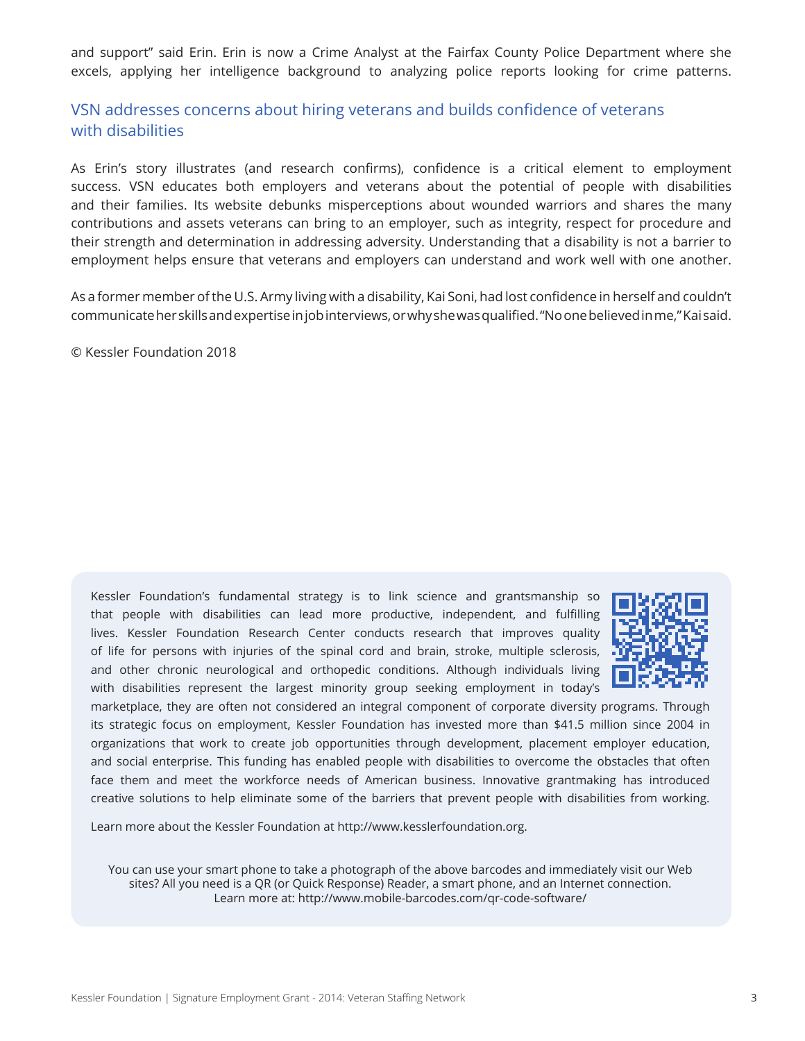and support" said Erin. Erin is now a Crime Analyst at the Fairfax County Police Department where she excels, applying her intelligence background to analyzing police reports looking for crime patterns.

## VSN addresses concerns about hiring veterans and builds confidence of veterans with disabilities

As Erin's story illustrates (and research confirms), confidence is a critical element to employment success. VSN educates both employers and veterans about the potential of people with disabilities and their families. Its website debunks misperceptions about wounded warriors and shares the many contributions and assets veterans can bring to an employer, such as integrity, respect for procedure and their strength and determination in addressing adversity. Understanding that a disability is not a barrier to employment helps ensure that veterans and employers can understand and work well with one another.

As a former member of the U.S. Army living with a disability, Kai Soni, had lost confidence in herself and couldn't communicate her skills and expertise in job interviews, or why she was qualified. "No one believed in me," Kai said.

© Kessler Foundation 2018

Kessler Foundation's fundamental strategy is to link science and grantsmanship so that people with disabilities can lead more productive, independent, and fulfilling lives. Kessler Foundation Research Center conducts research that improves quality of life for persons with injuries of the spinal cord and brain, stroke, multiple sclerosis, and other chronic neurological and orthopedic conditions. Although individuals living with disabilities represent the largest minority group seeking employment in today's marketplace, they are often not considered an integral component of corporate diversity programs. Through its strategic focus on employment, Kessler Foundation has invested more than $41.5 million since 2004 in organizations that work to create job opportunities through development, placement employer education, and social enterprise. This funding has enabled people with disabilities to overcome the obstacles that often face them and meet the workforce needs of American business. Innovative grantmaking has introduced creative solutions to help eliminate some of the barriers that prevent people with disabilities from working.

Learn more about the Kessler Foundation at http://www.kesslerfoundation.org.

You can use your smart phone to take a photograph of the above barcodes and immediately visit our Web sites? All you need is a QR (or Quick Response) Reader, a smart phone, and an Internet connection. Learn more at: http://www.mobile-barcodes.com/qr-code-software/